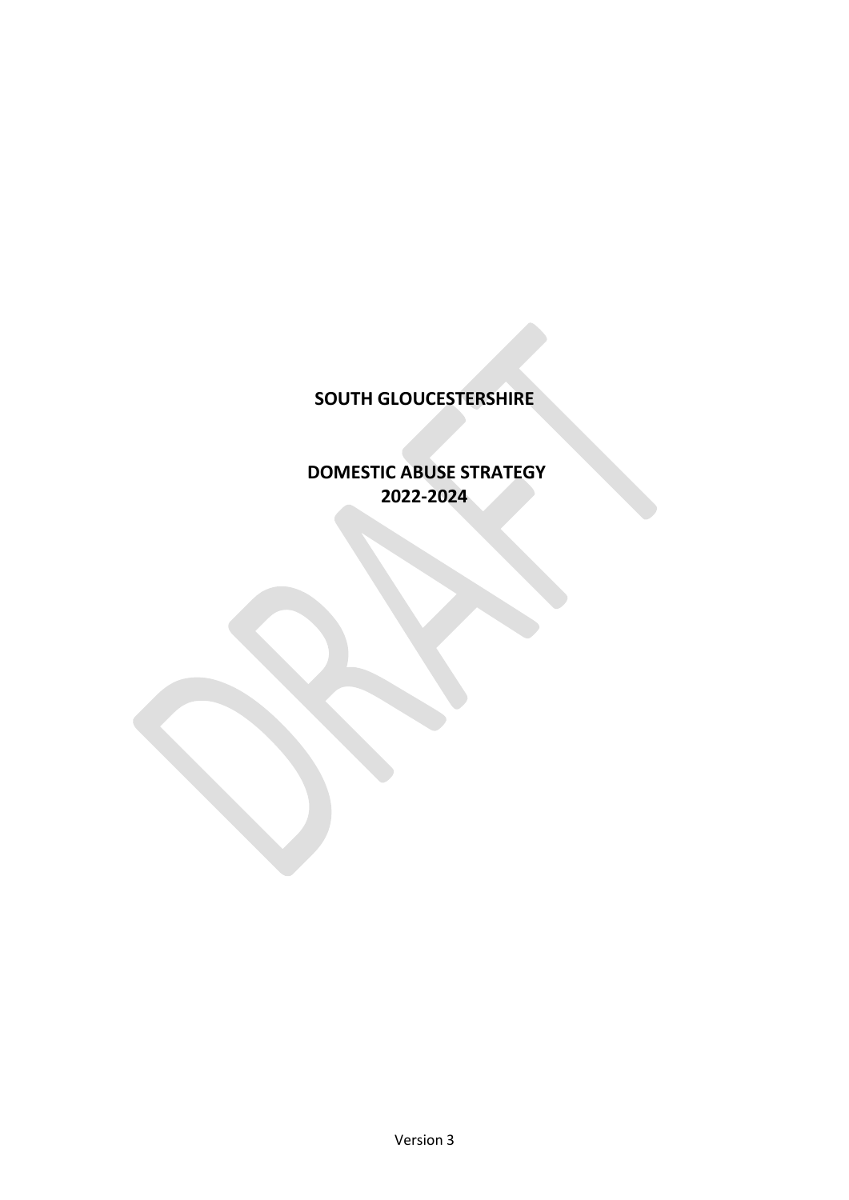# SOUTH GLOUCESTERSHIRE

# DOMESTIC ABUSE STRATEGY 2022-2024

Version 3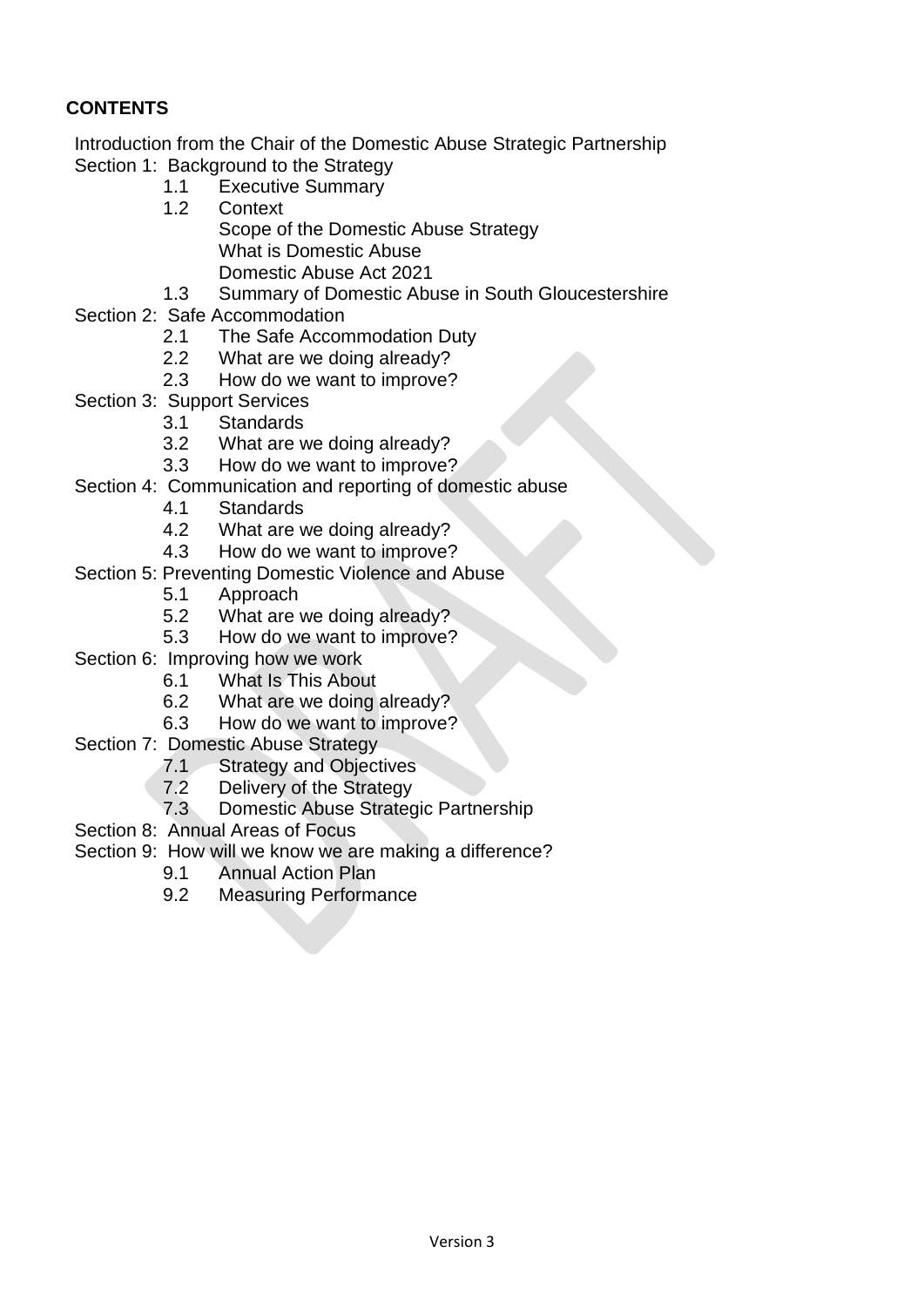## CONTENTS

Introduction from the Chair of the Domestic Abuse Strategic Partnership

Section 1: Background to the Strategy
- 1.1 Executive Summary
- 1.2 Context
  - Scope of the Domestic Abuse Strategy
  - What is Domestic Abuse
  - Domestic Abuse Act 2021
- 1.3 Summary of Domestic Abuse in South Gloucestershire

Section 2: Safe Accommodation
- 2.1 The Safe Accommodation Duty
- 2.2 What are we doing already?
- 2.3 How do we want to improve?

Section 3: Support Services
- 3.1 Standards
- 3.2 What are we doing already?
- 3.3 How do we want to improve?

Section 4: Communication and reporting of domestic abuse
- 4.1 Standards
- 4.2 What are we doing already?
- 4.3 How do we want to improve?

Section 5: Preventing Domestic Violence and Abuse
- 5.1 Approach
- 5.2 What are we doing already?
- 5.3 How do we want to improve?

Section 6: Improving how we work
- 6.1 What Is This About
- 6.2 What are we doing already?
- 6.3 How do we want to improve?

Section 7: Domestic Abuse Strategy
- 7.1 Strategy and Objectives
- 7.2 Delivery of the Strategy
- 7.3 Domestic Abuse Strategic Partnership

Section 8: Annual Areas of Focus

Section 9: How will we know we are making a difference?
- 9.1 Annual Action Plan
- 9.2 Measuring Performance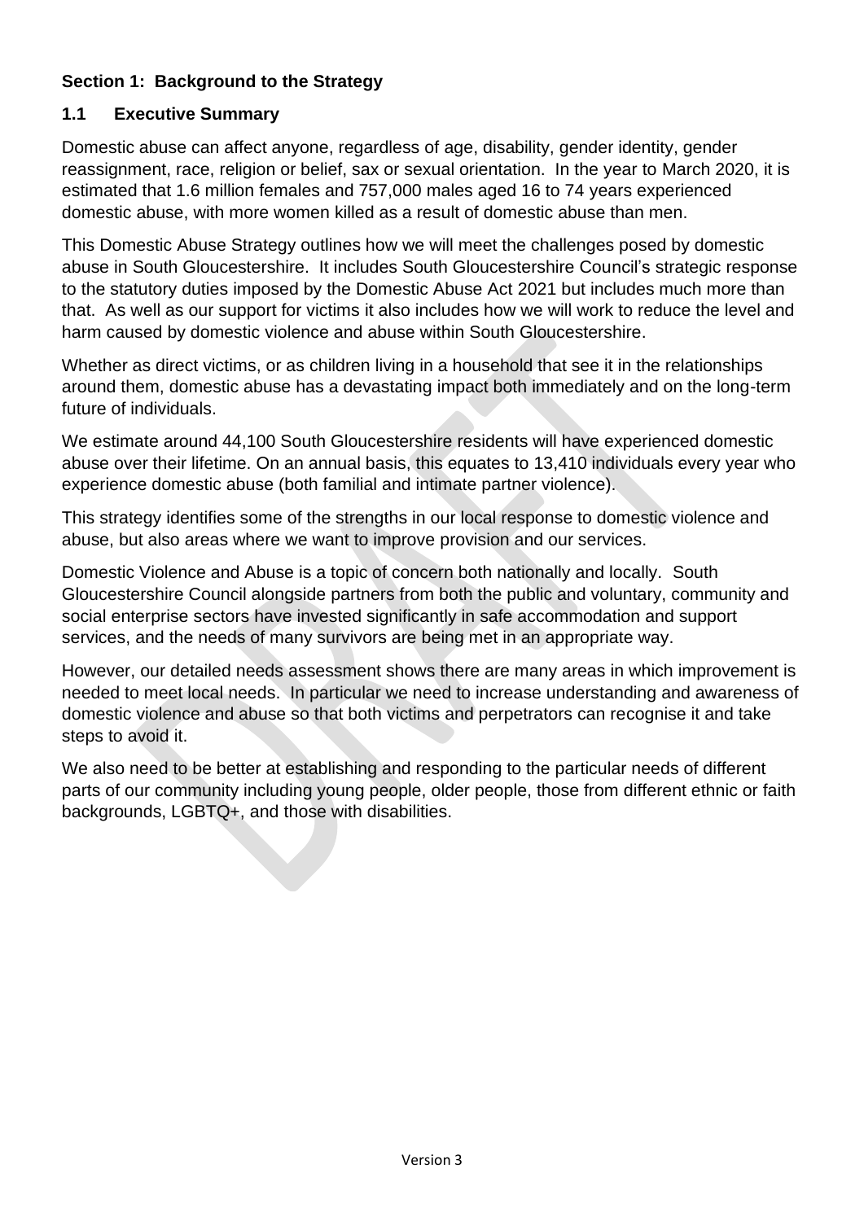## Section 1: Background to the Strategy

### 1.1 Executive Summary

Domestic abuse can affect anyone, regardless of age, disability, gender identity, gender reassignment, race, religion or belief, sax or sexual orientation. In the year to March 2020, it is estimated that 1.6 million females and 757,000 males aged 16 to 74 years experienced domestic abuse, with more women killed as a result of domestic abuse than men.

This Domestic Abuse Strategy outlines how we will meet the challenges posed by domestic abuse in South Gloucestershire. It includes South Gloucestershire Council's strategic response to the statutory duties imposed by the Domestic Abuse Act 2021 but includes much more than that. As well as our support for victims it also includes how we will work to reduce the level and harm caused by domestic violence and abuse within South Gloucestershire.

Whether as direct victims, or as children living in a household that see it in the relationships around them, domestic abuse has a devastating impact both immediately and on the long-term future of individuals.

We estimate around 44,100 South Gloucestershire residents will have experienced domestic abuse over their lifetime. On an annual basis, this equates to 13,410 individuals every year who experience domestic abuse (both familial and intimate partner violence).

This strategy identifies some of the strengths in our local response to domestic violence and abuse, but also areas where we want to improve provision and our services.

Domestic Violence and Abuse is a topic of concern both nationally and locally. South Gloucestershire Council alongside partners from both the public and voluntary, community and social enterprise sectors have invested significantly in safe accommodation and support services, and the needs of many survivors are being met in an appropriate way.

However, our detailed needs assessment shows there are many areas in which improvement is needed to meet local needs. In particular we need to increase understanding and awareness of domestic violence and abuse so that both victims and perpetrators can recognise it and take steps to avoid it.

We also need to be better at establishing and responding to the particular needs of different parts of our community including young people, older people, those from different ethnic or faith backgrounds, LGBTQ+, and those with disabilities.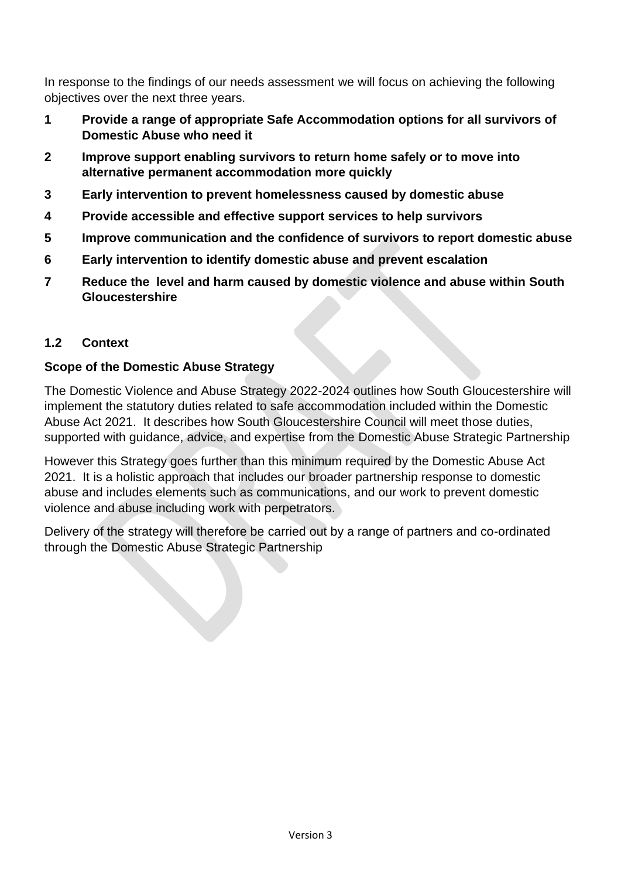In response to the findings of our needs assessment we will focus on achieving the following objectives over the next three years.

1. **Provide a range of appropriate Safe Accommodation options for all survivors of Domestic Abuse who need it**
2. **Improve support enabling survivors to return home safely or to move into alternative permanent accommodation more quickly**
3. **Early intervention to prevent homelessness caused by domestic abuse**
4. **Provide accessible and effective support services to help survivors**
5. **Improve communication and the confidence of survivors to report domestic abuse**
6. **Early intervention to identify domestic abuse and prevent escalation**
7. **Reduce the level and harm caused by domestic violence and abuse within South Gloucestershire**

### 1.2 Context

**Scope of the Domestic Abuse Strategy**

The Domestic Violence and Abuse Strategy 2022-2024 outlines how South Gloucestershire will implement the statutory duties related to safe accommodation included within the Domestic Abuse Act 2021. It describes how South Gloucestershire Council will meet those duties, supported with guidance, advice, and expertise from the Domestic Abuse Strategic Partnership

However this Strategy goes further than this minimum required by the Domestic Abuse Act 2021. It is a holistic approach that includes our broader partnership response to domestic abuse and includes elements such as communications, and our work to prevent domestic violence and abuse including work with perpetrators.

Delivery of the strategy will therefore be carried out by a range of partners and co-ordinated through the Domestic Abuse Strategic Partnership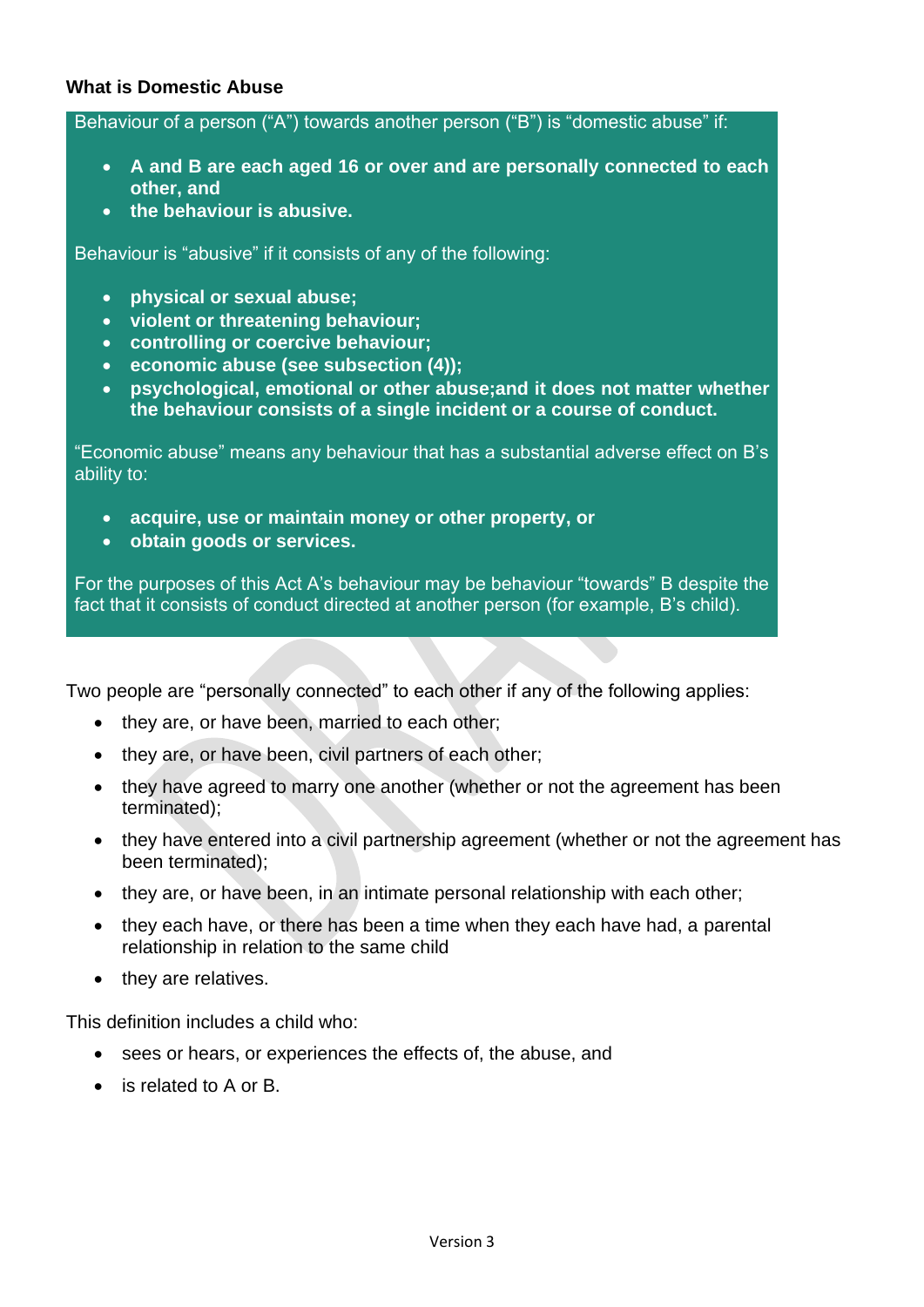### What is Domestic Abuse

Behaviour of a person ("A") towards another person ("B") is "domestic abuse" if:

- **A and B are each aged 16 or over and are personally connected to each other, and**
- **the behaviour is abusive.**

Behaviour is "abusive" if it consists of any of the following:

- **physical or sexual abuse;**
- **violent or threatening behaviour;**
- **controlling or coercive behaviour;**
- **economic abuse (see subsection (4));**
- **psychological, emotional or other abuse;and it does not matter whether the behaviour consists of a single incident or a course of conduct.**

"Economic abuse" means any behaviour that has a substantial adverse effect on B's ability to:

- **acquire, use or maintain money or other property, or**
- **obtain goods or services.**

For the purposes of this Act A's behaviour may be behaviour "towards" B despite the fact that it consists of conduct directed at another person (for example, B's child).

Two people are "personally connected" to each other if any of the following applies:

- they are, or have been, married to each other;
- they are, or have been, civil partners of each other;
- they have agreed to marry one another (whether or not the agreement has been terminated);
- they have entered into a civil partnership agreement (whether or not the agreement has been terminated);
- they are, or have been, in an intimate personal relationship with each other;
- they each have, or there has been a time when they each have had, a parental relationship in relation to the same child
- they are relatives.

This definition includes a child who:

- sees or hears, or experiences the effects of, the abuse, and
- is related to A or B.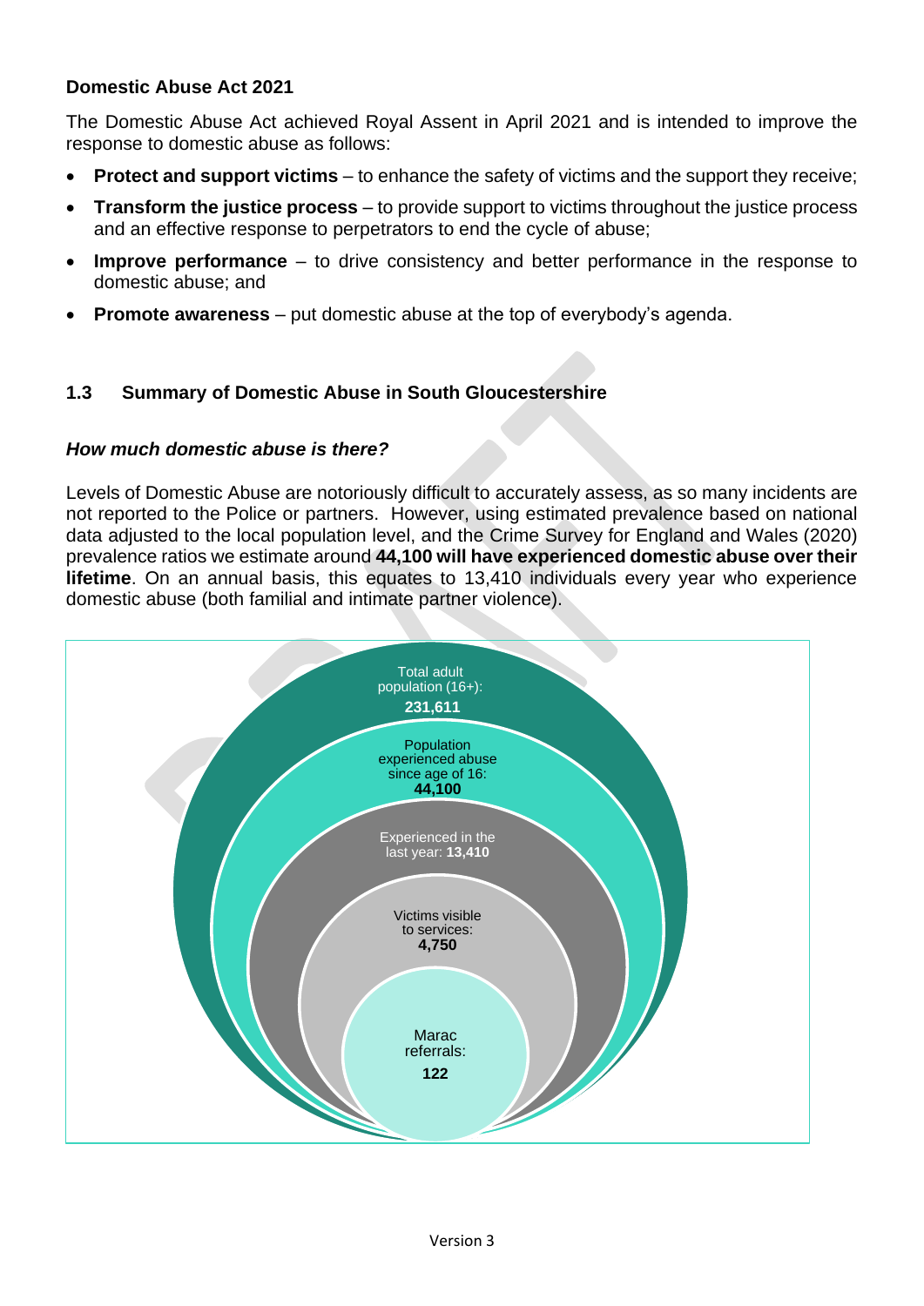**Domestic Abuse Act 2021**

The Domestic Abuse Act achieved Royal Assent in April 2021 and is intended to improve the response to domestic abuse as follows:

- **Protect and support victims** – to enhance the safety of victims and the support they receive;
- **Transform the justice process** – to provide support to victims throughout the justice process and an effective response to perpetrators to end the cycle of abuse;
- **Improve performance** – to drive consistency and better performance in the response to domestic abuse; and
- **Promote awareness** – put domestic abuse at the top of everybody's agenda.

## 1.3 Summary of Domestic Abuse in South Gloucestershire

***How much domestic abuse is there?***

Levels of Domestic Abuse are notoriously difficult to accurately assess, as so many incidents are not reported to the Police or partners. However, using estimated prevalence based on national data adjusted to the local population level, and the Crime Survey for England and Wales (2020) prevalence ratios we estimate around **44,100 will have experienced domestic abuse over their lifetime**. On an annual basis, this equates to 13,410 individuals every year who experience domestic abuse (both familial and intimate partner violence).

Total adult population (16+): **231,611**

Population experienced abuse since age of 16: **44,100**

Experienced in the last year: **13,410**

Victims visible to services: **4,750**

Marac referrals: **122**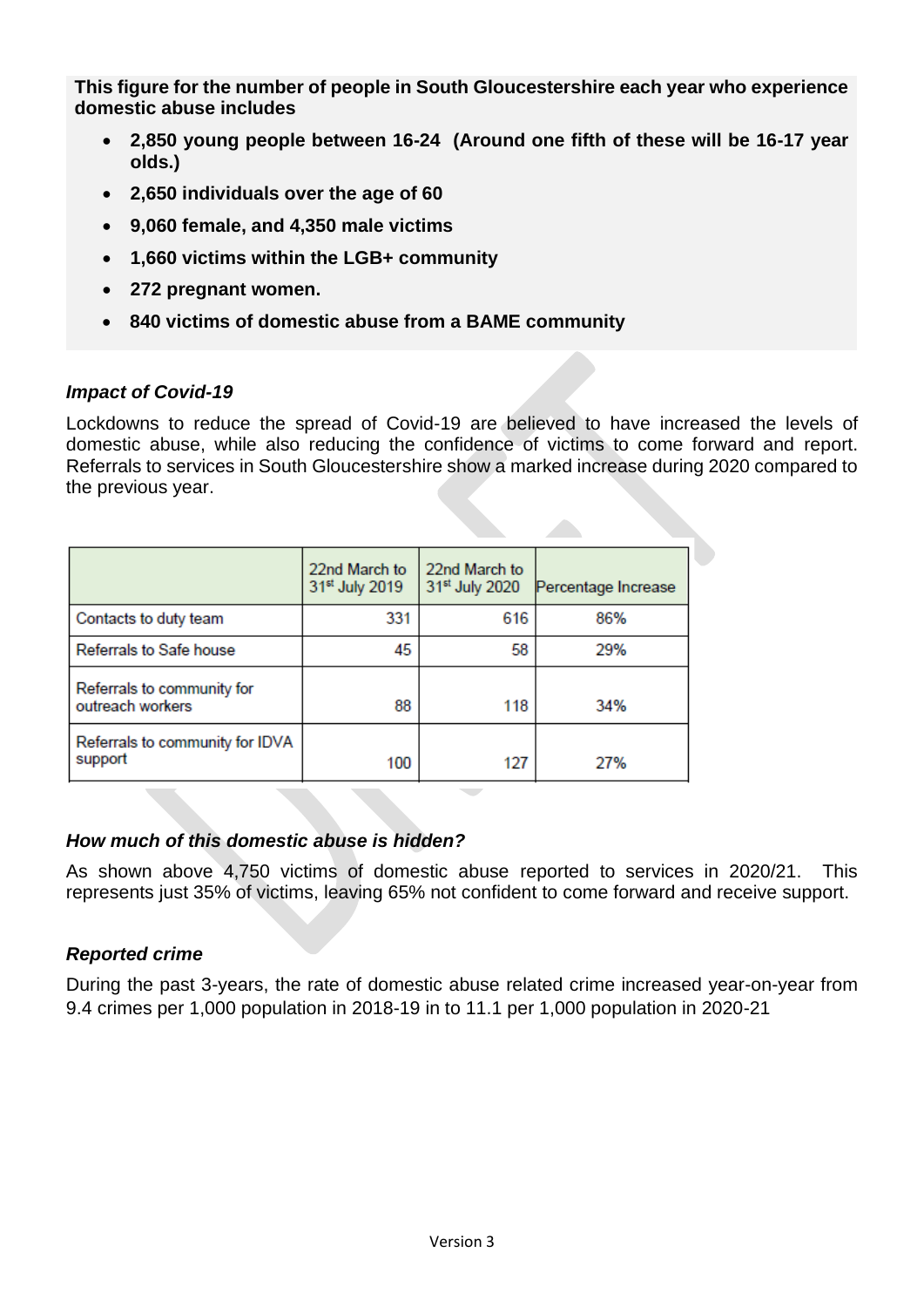**This figure for the number of people in South Gloucestershire each year who experience domestic abuse includes**

- **2,850 young people between 16-24 (Around one fifth of these will be 16-17 year olds.)**
- **2,650 individuals over the age of 60**
- **9,060 female, and 4,350 male victims**
- **1,660 victims within the LGB+ community**
- **272 pregnant women.**
- **840 victims of domestic abuse from a BAME community**

### *Impact of Covid-19*

Lockdowns to reduce the spread of Covid-19 are believed to have increased the levels of domestic abuse, while also reducing the confidence of victims to come forward and report. Referrals to services in South Gloucestershire show a marked increase during 2020 compared to the previous year.

| | 22nd March to 31st July 2019 | 22nd March to 31st July 2020 | Percentage Increase |
|---|---|---|---|
| Contacts to duty team | 331 | 616 | 86% |
| Referrals to Safe house | 45 | 58 | 29% |
| Referrals to community for outreach workers | 88 | 118 | 34% |
| Referrals to community for IDVA support | 100 | 127 | 27% |

### *How much of this domestic abuse is hidden?*

As shown above 4,750 victims of domestic abuse reported to services in 2020/21. This represents just 35% of victims, leaving 65% not confident to come forward and receive support.

### *Reported crime*

During the past 3-years, the rate of domestic abuse related crime increased year-on-year from 9.4 crimes per 1,000 population in 2018-19 in to 11.1 per 1,000 population in 2020-21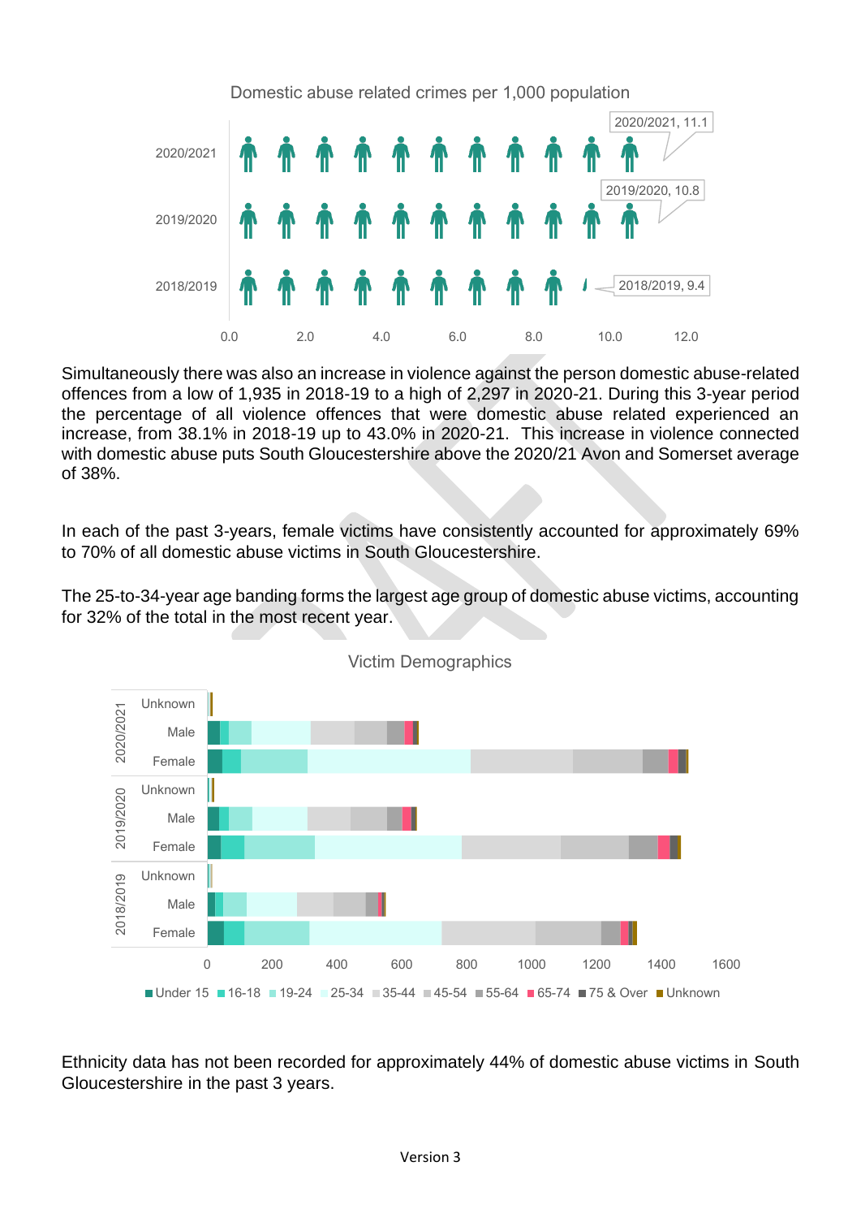Domestic abuse related crimes per 1,000 population

| Year | Crimes per 1,000 population |
|---|---|
| 2020/2021 | 11.1 |
| 2019/2020 | 10.8 |
| 2018/2019 | 9.4 |

Simultaneously there was also an increase in violence against the person domestic abuse-related offences from a low of 1,935 in 2018-19 to a high of 2,297 in 2020-21. During this 3-year period the percentage of all violence offences that were domestic abuse related experienced an increase, from 38.1% in 2018-19 up to 43.0% in 2020-21. This increase in violence connected with domestic abuse puts South Gloucestershire above the 2020/21 Avon and Somerset average of 38%.

In each of the past 3-years, female victims have consistently accounted for approximately 69% to 70% of all domestic abuse victims in South Gloucestershire.

The 25-to-34-year age banding forms the largest age group of domestic abuse victims, accounting for 32% of the total in the most recent year.

Victim Demographics

Ethnicity data has not been recorded for approximately 44% of domestic abuse victims in South Gloucestershire in the past 3 years.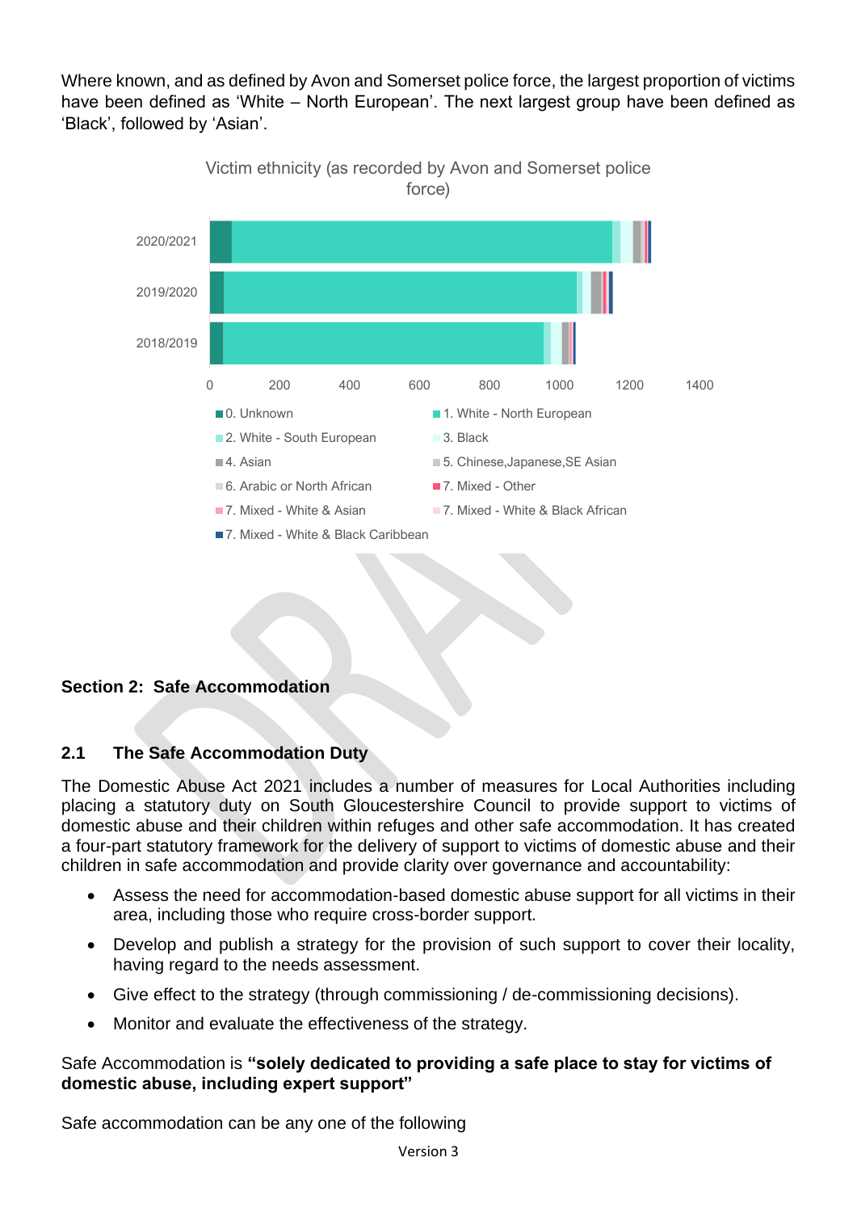Where known, and as defined by Avon and Somerset police force, the largest proportion of victims have been defined as 'White – North European'. The next largest group have been defined as 'Black', followed by 'Asian'.

Victim ethnicity (as recorded by Avon and Somerset police force)

- 0. Unknown
- 1. White - North European
- 2. White - South European
- 3. Black
- 4. Asian
- 5. Chinese,Japanese,SE Asian
- 6. Arabic or North African
- 7. Mixed - Other
- 7. Mixed - White & Asian
- 7. Mixed - White & Black African
- 7. Mixed - White & Black Caribbean

## Section 2: Safe Accommodation

### 2.1 The Safe Accommodation Duty

The Domestic Abuse Act 2021 includes a number of measures for Local Authorities including placing a statutory duty on South Gloucestershire Council to provide support to victims of domestic abuse and their children within refuges and other safe accommodation. It has created a four-part statutory framework for the delivery of support to victims of domestic abuse and their children in safe accommodation and provide clarity over governance and accountability:

- Assess the need for accommodation-based domestic abuse support for all victims in their area, including those who require cross-border support.
- Develop and publish a strategy for the provision of such support to cover their locality, having regard to the needs assessment.
- Give effect to the strategy (through commissioning / de-commissioning decisions).
- Monitor and evaluate the effectiveness of the strategy.

Safe Accommodation is **"solely dedicated to providing a safe place to stay for victims of domestic abuse, including expert support"**

Safe accommodation can be any one of the following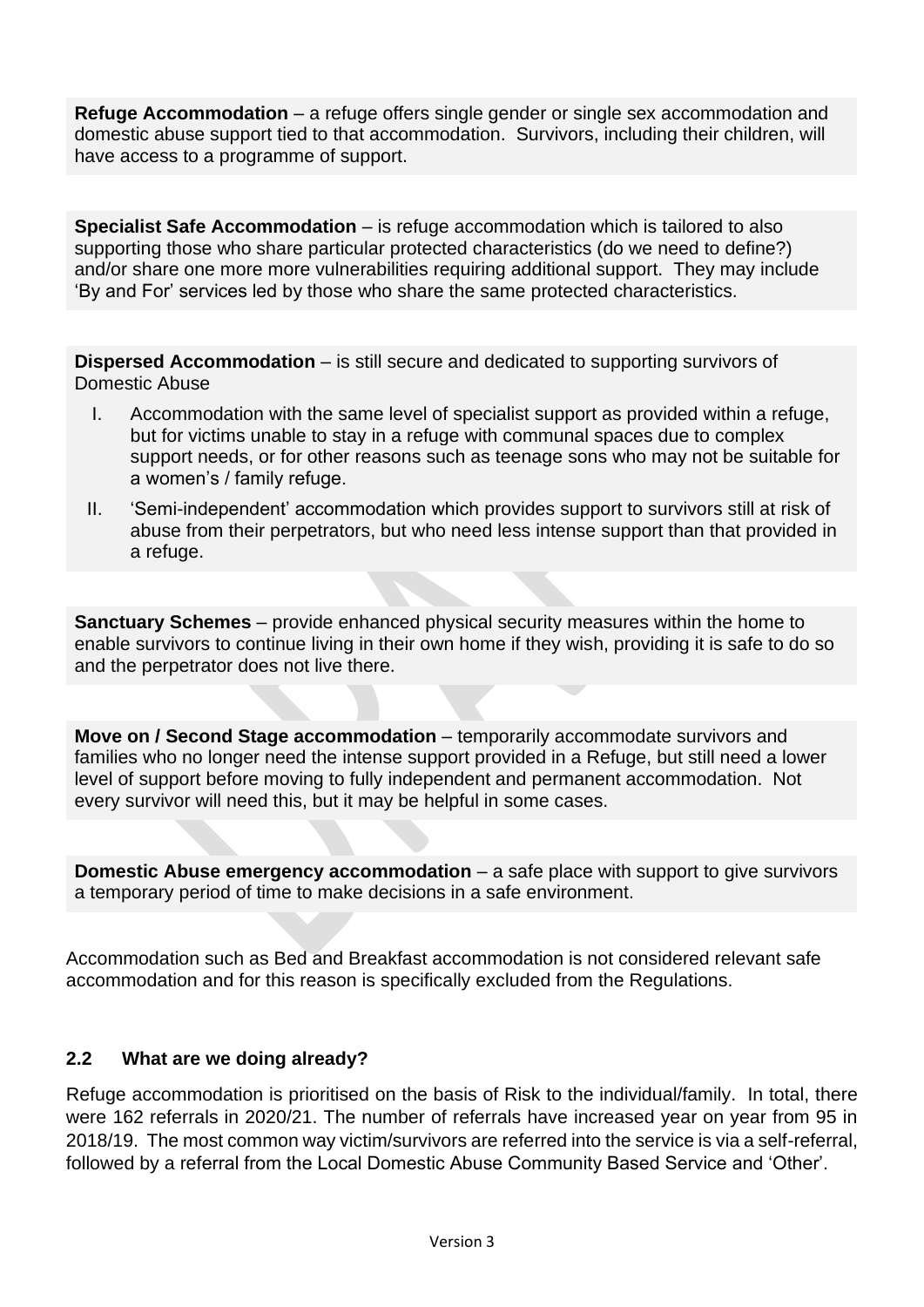**Refuge Accommodation** – a refuge offers single gender or single sex accommodation and domestic abuse support tied to that accommodation. Survivors, including their children, will have access to a programme of support.

**Specialist Safe Accommodation** – is refuge accommodation which is tailored to also supporting those who share particular protected characteristics (do we need to define?) and/or share one more more vulnerabilities requiring additional support. They may include 'By and For' services led by those who share the same protected characteristics.

**Dispersed Accommodation** – is still secure and dedicated to supporting survivors of Domestic Abuse

I. Accommodation with the same level of specialist support as provided within a refuge, but for victims unable to stay in a refuge with communal spaces due to complex support needs, or for other reasons such as teenage sons who may not be suitable for a women's / family refuge.

II. 'Semi-independent' accommodation which provides support to survivors still at risk of abuse from their perpetrators, but who need less intense support than that provided in a refuge.

**Sanctuary Schemes** – provide enhanced physical security measures within the home to enable survivors to continue living in their own home if they wish, providing it is safe to do so and the perpetrator does not live there.

**Move on / Second Stage accommodation** – temporarily accommodate survivors and families who no longer need the intense support provided in a Refuge, but still need a lower level of support before moving to fully independent and permanent accommodation. Not every survivor will need this, but it may be helpful in some cases.

**Domestic Abuse emergency accommodation** – a safe place with support to give survivors a temporary period of time to make decisions in a safe environment.

Accommodation such as Bed and Breakfast accommodation is not considered relevant safe accommodation and for this reason is specifically excluded from the Regulations.

### 2.2 What are we doing already?

Refuge accommodation is prioritised on the basis of Risk to the individual/family. In total, there were 162 referrals in 2020/21. The number of referrals have increased year on year from 95 in 2018/19. The most common way victim/survivors are referred into the service is via a self-referral, followed by a referral from the Local Domestic Abuse Community Based Service and 'Other'.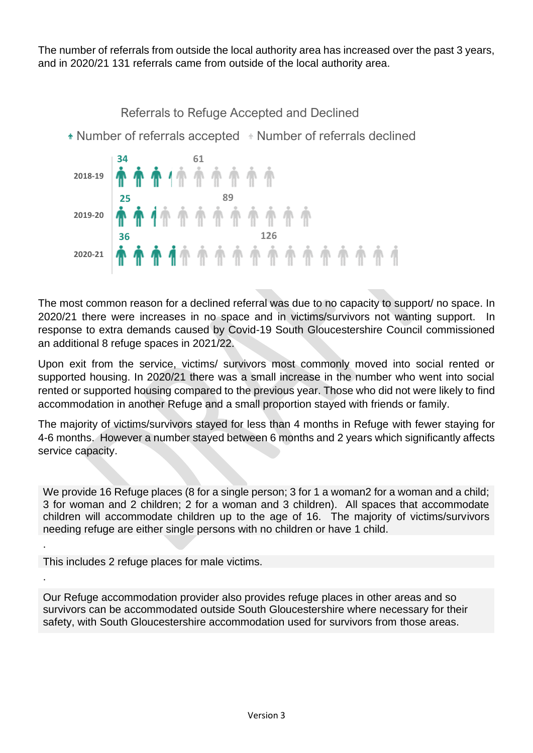The number of referrals from outside the local authority area has increased over the past 3 years, and in 2020/21 131 referrals came from outside of the local authority area.

Referrals to Refuge Accepted and Declined

| Year | Number of referrals accepted | Number of referrals declined |
|---|---|---|
| 2018-19 | 34 | 61 |
| 2019-20 | 25 | 89 |
| 2020-21 | 36 | 126 |

The most common reason for a declined referral was due to no capacity to support/ no space. In 2020/21 there were increases in no space and in victims/survivors not wanting support. In response to extra demands caused by Covid-19 South Gloucestershire Council commissioned an additional 8 refuge spaces in 2021/22.

Upon exit from the service, victims/ survivors most commonly moved into social rented or supported housing. In 2020/21 there was a small increase in the number who went into social rented or supported housing compared to the previous year. Those who did not were likely to find accommodation in another Refuge and a small proportion stayed with friends or family.

The majority of victims/survivors stayed for less than 4 months in Refuge with fewer staying for 4-6 months. However a number stayed between 6 months and 2 years which significantly affects service capacity.

We provide 16 Refuge places (8 for a single person; 3 for 1 a woman2 for a woman and a child; 3 for woman and 2 children; 2 for a woman and 3 children). All spaces that accommodate children will accommodate children up to the age of 16. The majority of victims/survivors needing refuge are either single persons with no children or have 1 child.

.

This includes 2 refuge places for male victims.

.

Our Refuge accommodation provider also provides refuge places in other areas and so survivors can be accommodated outside South Gloucestershire where necessary for their safety, with South Gloucestershire accommodation used for survivors from those areas.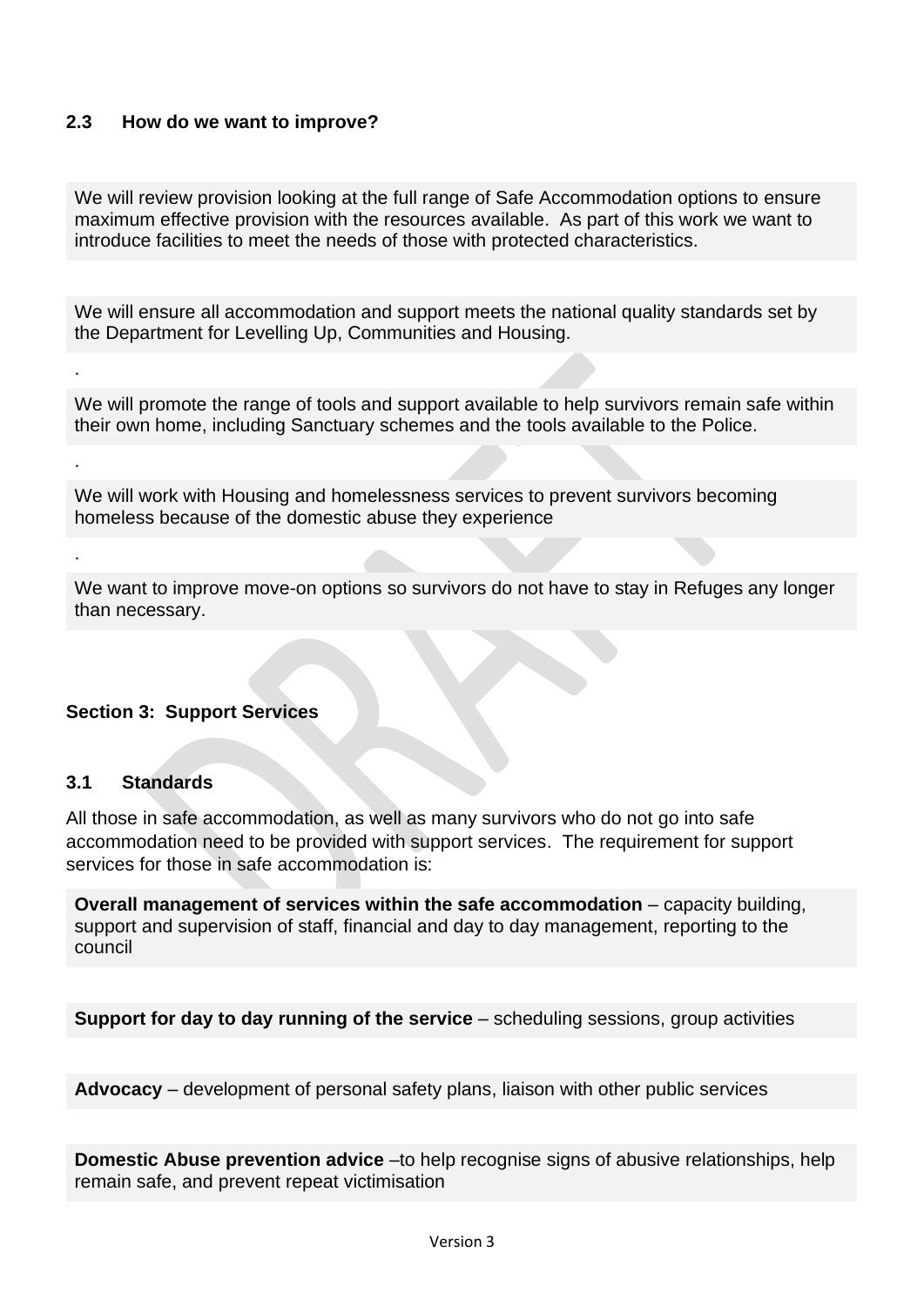### 2.3 How do we want to improve?

We will review provision looking at the full range of Safe Accommodation options to ensure maximum effective provision with the resources available. As part of this work we want to introduce facilities to meet the needs of those with protected characteristics.

We will ensure all accommodation and support meets the national quality standards set by the Department for Levelling Up, Communities and Housing.

.

We will promote the range of tools and support available to help survivors remain safe within their own home, including Sanctuary schemes and the tools available to the Police.

.

We will work with Housing and homelessness services to prevent survivors becoming homeless because of the domestic abuse they experience

.

We want to improve move-on options so survivors do not have to stay in Refuges any longer than necessary.

## Section 3: Support Services

### 3.1 Standards

All those in safe accommodation, as well as many survivors who do not go into safe accommodation need to be provided with support services. The requirement for support services for those in safe accommodation is:

**Overall management of services within the safe accommodation** – capacity building, support and supervision of staff, financial and day to day management, reporting to the council

**Support for day to day running of the service** – scheduling sessions, group activities

**Advocacy** – development of personal safety plans, liaison with other public services

**Domestic Abuse prevention advice** –to help recognise signs of abusive relationships, help remain safe, and prevent repeat victimisation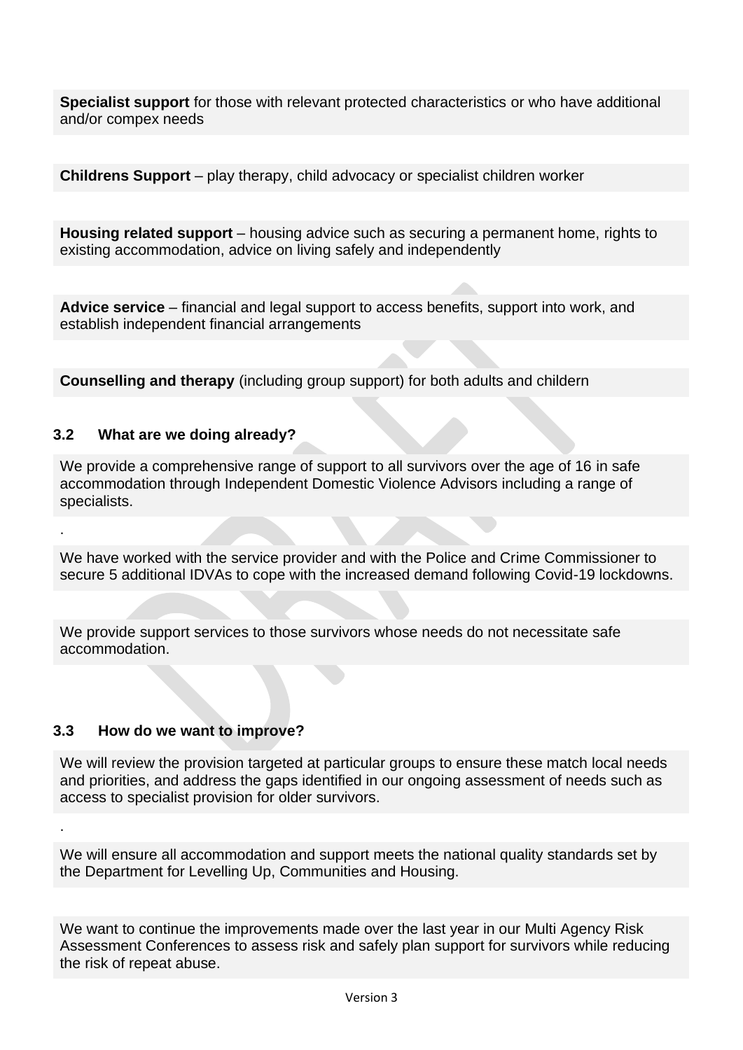**Specialist support** for those with relevant protected characteristics or who have additional and/or compex needs

**Childrens Support** – play therapy, child advocacy or specialist children worker

**Housing related support** – housing advice such as securing a permanent home, rights to existing accommodation, advice on living safely and independently

**Advice service** – financial and legal support to access benefits, support into work, and establish independent financial arrangements

**Counselling and therapy** (including group support) for both adults and childern

### 3.2 What are we doing already?

We provide a comprehensive range of support to all survivors over the age of 16 in safe accommodation through Independent Domestic Violence Advisors including a range of specialists.

.

We have worked with the service provider and with the Police and Crime Commissioner to secure 5 additional IDVAs to cope with the increased demand following Covid-19 lockdowns.

We provide support services to those survivors whose needs do not necessitate safe accommodation.

### 3.3 How do we want to improve?

We will review the provision targeted at particular groups to ensure these match local needs and priorities, and address the gaps identified in our ongoing assessment of needs such as access to specialist provision for older survivors.

.

We will ensure all accommodation and support meets the national quality standards set by the Department for Levelling Up, Communities and Housing.

We want to continue the improvements made over the last year in our Multi Agency Risk Assessment Conferences to assess risk and safely plan support for survivors while reducing the risk of repeat abuse.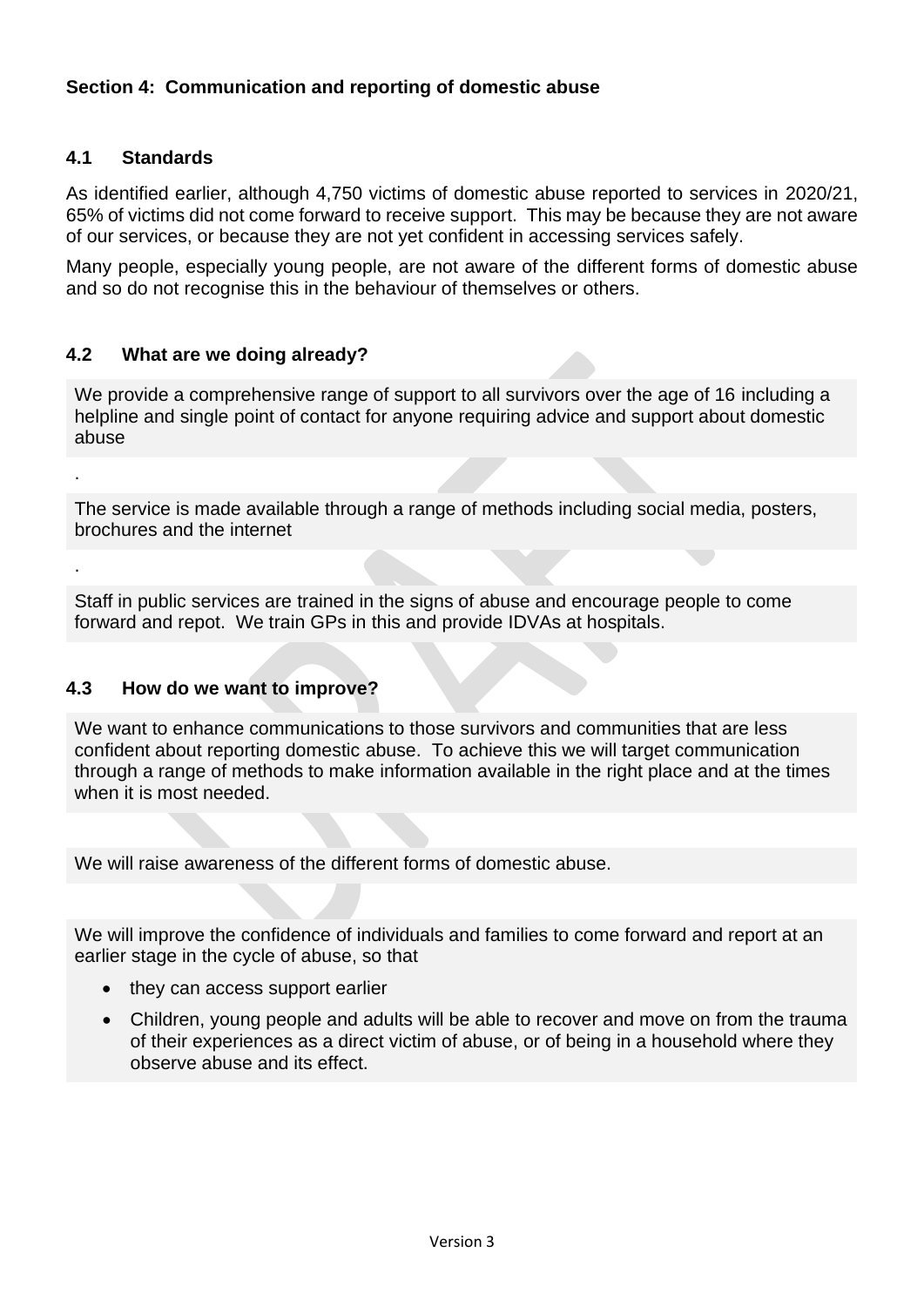### Section 4: Communication and reporting of domestic abuse

#### 4.1 Standards

As identified earlier, although 4,750 victims of domestic abuse reported to services in 2020/21, 65% of victims did not come forward to receive support. This may be because they are not aware of our services, or because they are not yet confident in accessing services safely.

Many people, especially young people, are not aware of the different forms of domestic abuse and so do not recognise this in the behaviour of themselves or others.

#### 4.2 What are we doing already?

We provide a comprehensive range of support to all survivors over the age of 16 including a helpline and single point of contact for anyone requiring advice and support about domestic abuse

.

The service is made available through a range of methods including social media, posters, brochures and the internet

.

Staff in public services are trained in the signs of abuse and encourage people to come forward and repot. We train GPs in this and provide IDVAs at hospitals.

#### 4.3 How do we want to improve?

We want to enhance communications to those survivors and communities that are less confident about reporting domestic abuse. To achieve this we will target communication through a range of methods to make information available in the right place and at the times when it is most needed.

We will raise awareness of the different forms of domestic abuse.

We will improve the confidence of individuals and families to come forward and report at an earlier stage in the cycle of abuse, so that

- they can access support earlier
- Children, young people and adults will be able to recover and move on from the trauma of their experiences as a direct victim of abuse, or of being in a household where they observe abuse and its effect.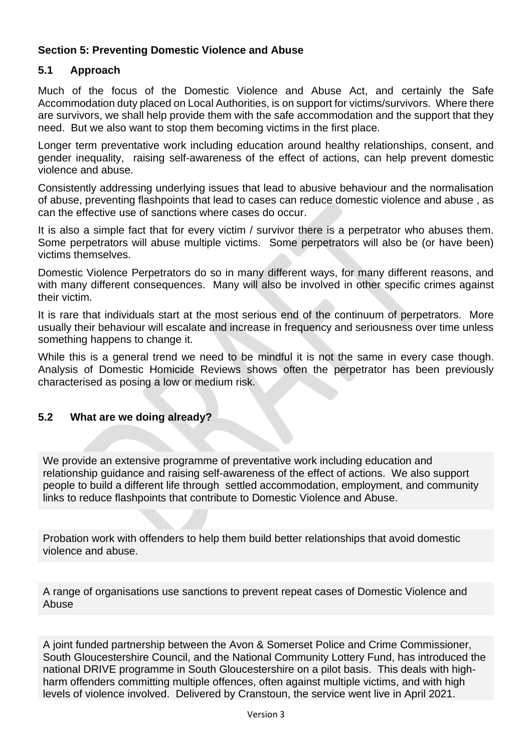## Section 5: Preventing Domestic Violence and Abuse

### 5.1 Approach

Much of the focus of the Domestic Violence and Abuse Act, and certainly the Safe Accommodation duty placed on Local Authorities, is on support for victims/survivors. Where there are survivors, we shall help provide them with the safe accommodation and the support that they need. But we also want to stop them becoming victims in the first place.

Longer term preventative work including education around healthy relationships, consent, and gender inequality, raising self-awareness of the effect of actions, can help prevent domestic violence and abuse.

Consistently addressing underlying issues that lead to abusive behaviour and the normalisation of abuse, preventing flashpoints that lead to cases can reduce domestic violence and abuse , as can the effective use of sanctions where cases do occur.

It is also a simple fact that for every victim / survivor there is a perpetrator who abuses them. Some perpetrators will abuse multiple victims. Some perpetrators will also be (or have been) victims themselves.

Domestic Violence Perpetrators do so in many different ways, for many different reasons, and with many different consequences. Many will also be involved in other specific crimes against their victim.

It is rare that individuals start at the most serious end of the continuum of perpetrators. More usually their behaviour will escalate and increase in frequency and seriousness over time unless something happens to change it.

While this is a general trend we need to be mindful it is not the same in every case though. Analysis of Domestic Homicide Reviews shows often the perpetrator has been previously characterised as posing a low or medium risk.

### 5.2 What are we doing already?

We provide an extensive programme of preventative work including education and relationship guidance and raising self-awareness of the effect of actions. We also support people to build a different life through settled accommodation, employment, and community links to reduce flashpoints that contribute to Domestic Violence and Abuse.

Probation work with offenders to help them build better relationships that avoid domestic violence and abuse.

A range of organisations use sanctions to prevent repeat cases of Domestic Violence and Abuse

A joint funded partnership between the Avon & Somerset Police and Crime Commissioner, South Gloucestershire Council, and the National Community Lottery Fund, has introduced the national DRIVE programme in South Gloucestershire on a pilot basis. This deals with high-harm offenders committing multiple offences, often against multiple victims, and with high levels of violence involved. Delivered by Cranstoun, the service went live in April 2021.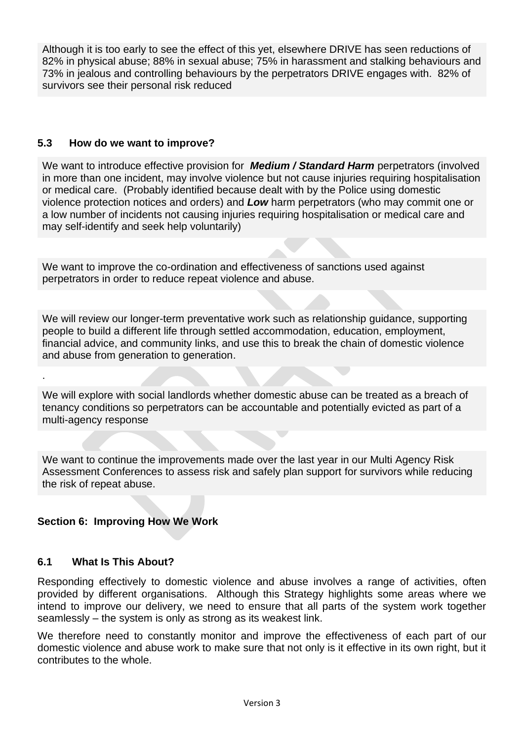Although it is too early to see the effect of this yet, elsewhere DRIVE has seen reductions of 82% in physical abuse; 88% in sexual abuse; 75% in harassment and stalking behaviours and 73% in jealous and controlling behaviours by the perpetrators DRIVE engages with. 82% of survivors see their personal risk reduced

### 5.3 How do we want to improve?

We want to introduce effective provision for ***Medium / Standard Harm*** perpetrators (involved in more than one incident, may involve violence but not cause injuries requiring hospitalisation or medical care. (Probably identified because dealt with by the Police using domestic violence protection notices and orders) and ***Low*** harm perpetrators (who may commit one or a low number of incidents not causing injuries requiring hospitalisation or medical care and may self-identify and seek help voluntarily)

We want to improve the co-ordination and effectiveness of sanctions used against perpetrators in order to reduce repeat violence and abuse.

We will review our longer-term preventative work such as relationship guidance, supporting people to build a different life through settled accommodation, education, employment, financial advice, and community links, and use this to break the chain of domestic violence and abuse from generation to generation.

.

We will explore with social landlords whether domestic abuse can be treated as a breach of tenancy conditions so perpetrators can be accountable and potentially evicted as part of a multi-agency response

We want to continue the improvements made over the last year in our Multi Agency Risk Assessment Conferences to assess risk and safely plan support for survivors while reducing the risk of repeat abuse.

## Section 6: Improving How We Work

### 6.1 What Is This About?

Responding effectively to domestic violence and abuse involves a range of activities, often provided by different organisations. Although this Strategy highlights some areas where we intend to improve our delivery, we need to ensure that all parts of the system work together seamlessly – the system is only as strong as its weakest link.

We therefore need to constantly monitor and improve the effectiveness of each part of our domestic violence and abuse work to make sure that not only is it effective in its own right, but it contributes to the whole.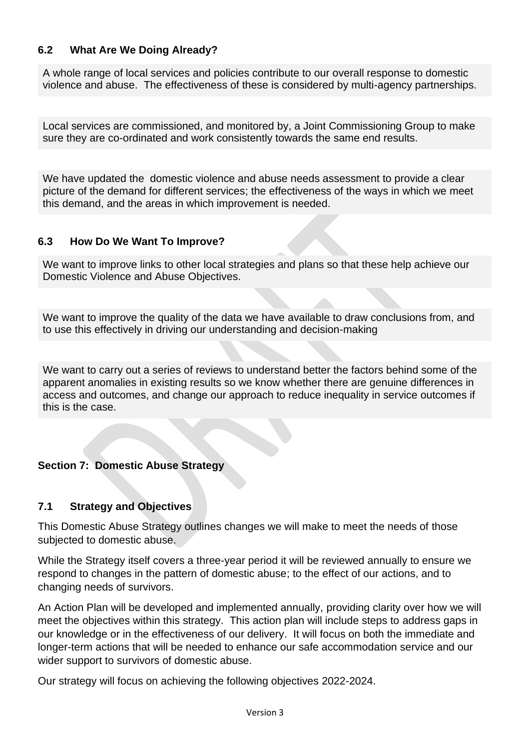### 6.2 What Are We Doing Already?

A whole range of local services and policies contribute to our overall response to domestic violence and abuse. The effectiveness of these is considered by multi-agency partnerships.

Local services are commissioned, and monitored by, a Joint Commissioning Group to make sure they are co-ordinated and work consistently towards the same end results.

We have updated the domestic violence and abuse needs assessment to provide a clear picture of the demand for different services; the effectiveness of the ways in which we meet this demand, and the areas in which improvement is needed.

### 6.3 How Do We Want To Improve?

We want to improve links to other local strategies and plans so that these help achieve our Domestic Violence and Abuse Objectives.

We want to improve the quality of the data we have available to draw conclusions from, and to use this effectively in driving our understanding and decision-making

We want to carry out a series of reviews to understand better the factors behind some of the apparent anomalies in existing results so we know whether there are genuine differences in access and outcomes, and change our approach to reduce inequality in service outcomes if this is the case.

## Section 7: Domestic Abuse Strategy

### 7.1 Strategy and Objectives

This Domestic Abuse Strategy outlines changes we will make to meet the needs of those subjected to domestic abuse.

While the Strategy itself covers a three-year period it will be reviewed annually to ensure we respond to changes in the pattern of domestic abuse; to the effect of our actions, and to changing needs of survivors.

An Action Plan will be developed and implemented annually, providing clarity over how we will meet the objectives within this strategy. This action plan will include steps to address gaps in our knowledge or in the effectiveness of our delivery. It will focus on both the immediate and longer-term actions that will be needed to enhance our safe accommodation service and our wider support to survivors of domestic abuse.

Our strategy will focus on achieving the following objectives 2022-2024.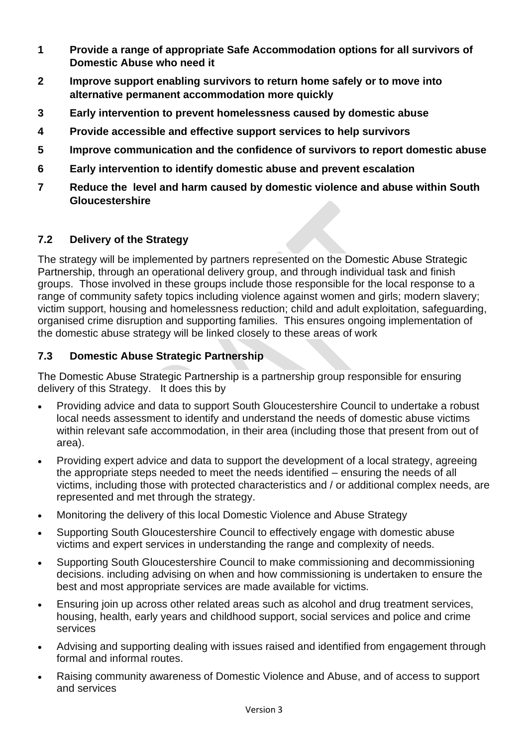**1 Provide a range of appropriate Safe Accommodation options for all survivors of Domestic Abuse who need it**

**2 Improve support enabling survivors to return home safely or to move into alternative permanent accommodation more quickly**

**3 Early intervention to prevent homelessness caused by domestic abuse**

**4 Provide accessible and effective support services to help survivors**

**5 Improve communication and the confidence of survivors to report domestic abuse**

**6 Early intervention to identify domestic abuse and prevent escalation**

**7 Reduce the level and harm caused by domestic violence and abuse within South Gloucestershire**

### 7.2 Delivery of the Strategy

The strategy will be implemented by partners represented on the Domestic Abuse Strategic Partnership, through an operational delivery group, and through individual task and finish groups. Those involved in these groups include those responsible for the local response to a range of community safety topics including violence against women and girls; modern slavery; victim support, housing and homelessness reduction; child and adult exploitation, safeguarding, organised crime disruption and supporting families. This ensures ongoing implementation of the domestic abuse strategy will be linked closely to these areas of work

### 7.3 Domestic Abuse Strategic Partnership

The Domestic Abuse Strategic Partnership is a partnership group responsible for ensuring delivery of this Strategy. It does this by

- Providing advice and data to support South Gloucestershire Council to undertake a robust local needs assessment to identify and understand the needs of domestic abuse victims within relevant safe accommodation, in their area (including those that present from out of area).
- Providing expert advice and data to support the development of a local strategy, agreeing the appropriate steps needed to meet the needs identified – ensuring the needs of all victims, including those with protected characteristics and / or additional complex needs, are represented and met through the strategy.
- Monitoring the delivery of this local Domestic Violence and Abuse Strategy
- Supporting South Gloucestershire Council to effectively engage with domestic abuse victims and expert services in understanding the range and complexity of needs.
- Supporting South Gloucestershire Council to make commissioning and decommissioning decisions. including advising on when and how commissioning is undertaken to ensure the best and most appropriate services are made available for victims.
- Ensuring join up across other related areas such as alcohol and drug treatment services, housing, health, early years and childhood support, social services and police and crime services
- Advising and supporting dealing with issues raised and identified from engagement through formal and informal routes.
- Raising community awareness of Domestic Violence and Abuse, and of access to support and services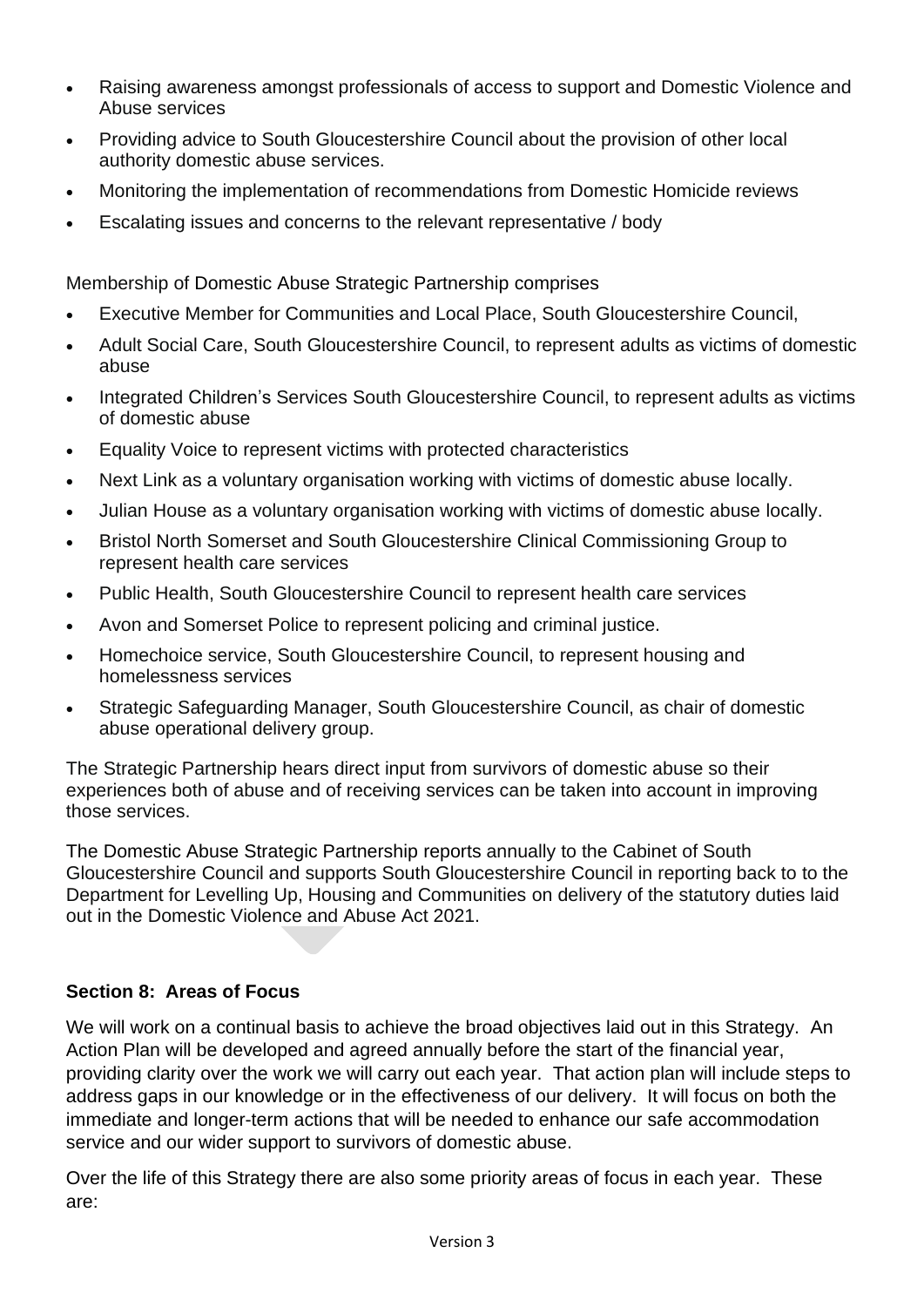- Raising awareness amongst professionals of access to support and Domestic Violence and Abuse services
- Providing advice to South Gloucestershire Council about the provision of other local authority domestic abuse services.
- Monitoring the implementation of recommendations from Domestic Homicide reviews
- Escalating issues and concerns to the relevant representative / body

Membership of Domestic Abuse Strategic Partnership comprises

- Executive Member for Communities and Local Place, South Gloucestershire Council,
- Adult Social Care, South Gloucestershire Council, to represent adults as victims of domestic abuse
- Integrated Children's Services South Gloucestershire Council, to represent adults as victims of domestic abuse
- Equality Voice to represent victims with protected characteristics
- Next Link as a voluntary organisation working with victims of domestic abuse locally.
- Julian House as a voluntary organisation working with victims of domestic abuse locally.
- Bristol North Somerset and South Gloucestershire Clinical Commissioning Group to represent health care services
- Public Health, South Gloucestershire Council to represent health care services
- Avon and Somerset Police to represent policing and criminal justice.
- Homechoice service, South Gloucestershire Council, to represent housing and homelessness services
- Strategic Safeguarding Manager, South Gloucestershire Council, as chair of domestic abuse operational delivery group.

The Strategic Partnership hears direct input from survivors of domestic abuse so their experiences both of abuse and of receiving services can be taken into account in improving those services.

The Domestic Abuse Strategic Partnership reports annually to the Cabinet of South Gloucestershire Council and supports South Gloucestershire Council in reporting back to to the Department for Levelling Up, Housing and Communities on delivery of the statutory duties laid out in the Domestic Violence and Abuse Act 2021.

**Section 8: Areas of Focus**

We will work on a continual basis to achieve the broad objectives laid out in this Strategy. An Action Plan will be developed and agreed annually before the start of the financial year, providing clarity over the work we will carry out each year. That action plan will include steps to address gaps in our knowledge or in the effectiveness of our delivery. It will focus on both the immediate and longer-term actions that will be needed to enhance our safe accommodation service and our wider support to survivors of domestic abuse.

Over the life of this Strategy there are also some priority areas of focus in each year. These are: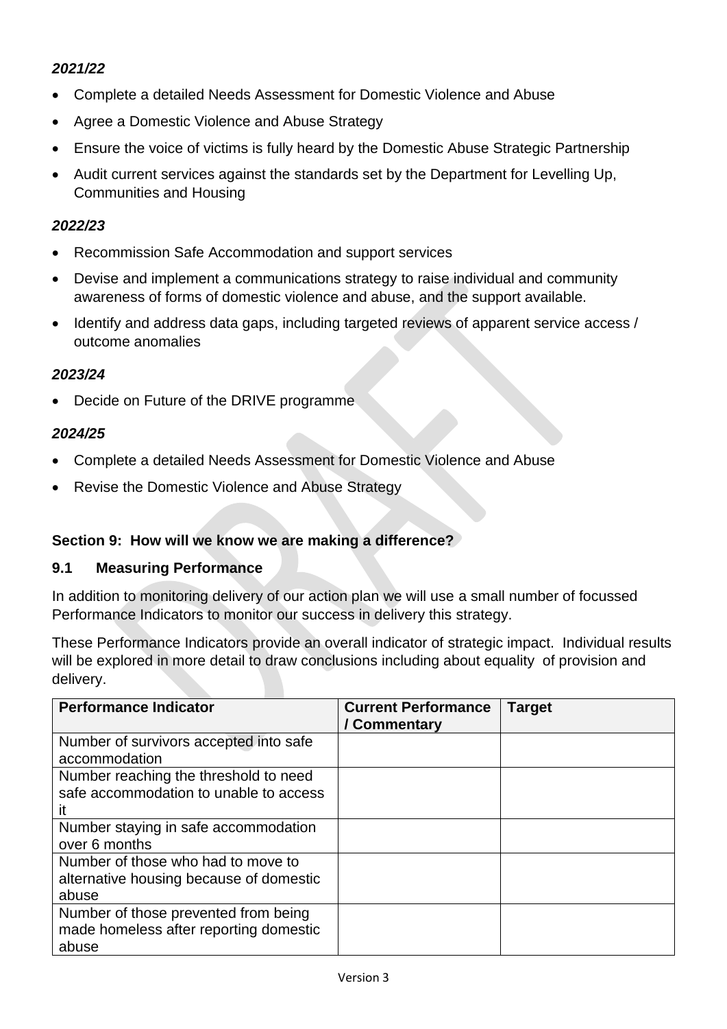*2021/22*

- Complete a detailed Needs Assessment for Domestic Violence and Abuse
- Agree a Domestic Violence and Abuse Strategy
- Ensure the voice of victims is fully heard by the Domestic Abuse Strategic Partnership
- Audit current services against the standards set by the Department for Levelling Up, Communities and Housing

*2022/23*

- Recommission Safe Accommodation and support services
- Devise and implement a communications strategy to raise individual and community awareness of forms of domestic violence and abuse, and the support available.
- Identify and address data gaps, including targeted reviews of apparent service access / outcome anomalies

*2023/24*

- Decide on Future of the DRIVE programme

*2024/25*

- Complete a detailed Needs Assessment for Domestic Violence and Abuse
- Revise the Domestic Violence and Abuse Strategy

## Section 9: How will we know we are making a difference?

### 9.1 Measuring Performance

In addition to monitoring delivery of our action plan we will use a small number of focussed Performance Indicators to monitor our success in delivery this strategy.

These Performance Indicators provide an overall indicator of strategic impact. Individual results will be explored in more detail to draw conclusions including about equality of provision and delivery.

| Performance Indicator | Current Performance / Commentary | Target |
|---|---|---|
| Number of survivors accepted into safe accommodation | | |
| Number reaching the threshold to need safe accommodation to unable to access it | | |
| Number staying in safe accommodation over 6 months | | |
| Number of those who had to move to alternative housing because of domestic abuse | | |
| Number of those prevented from being made homeless after reporting domestic abuse | | |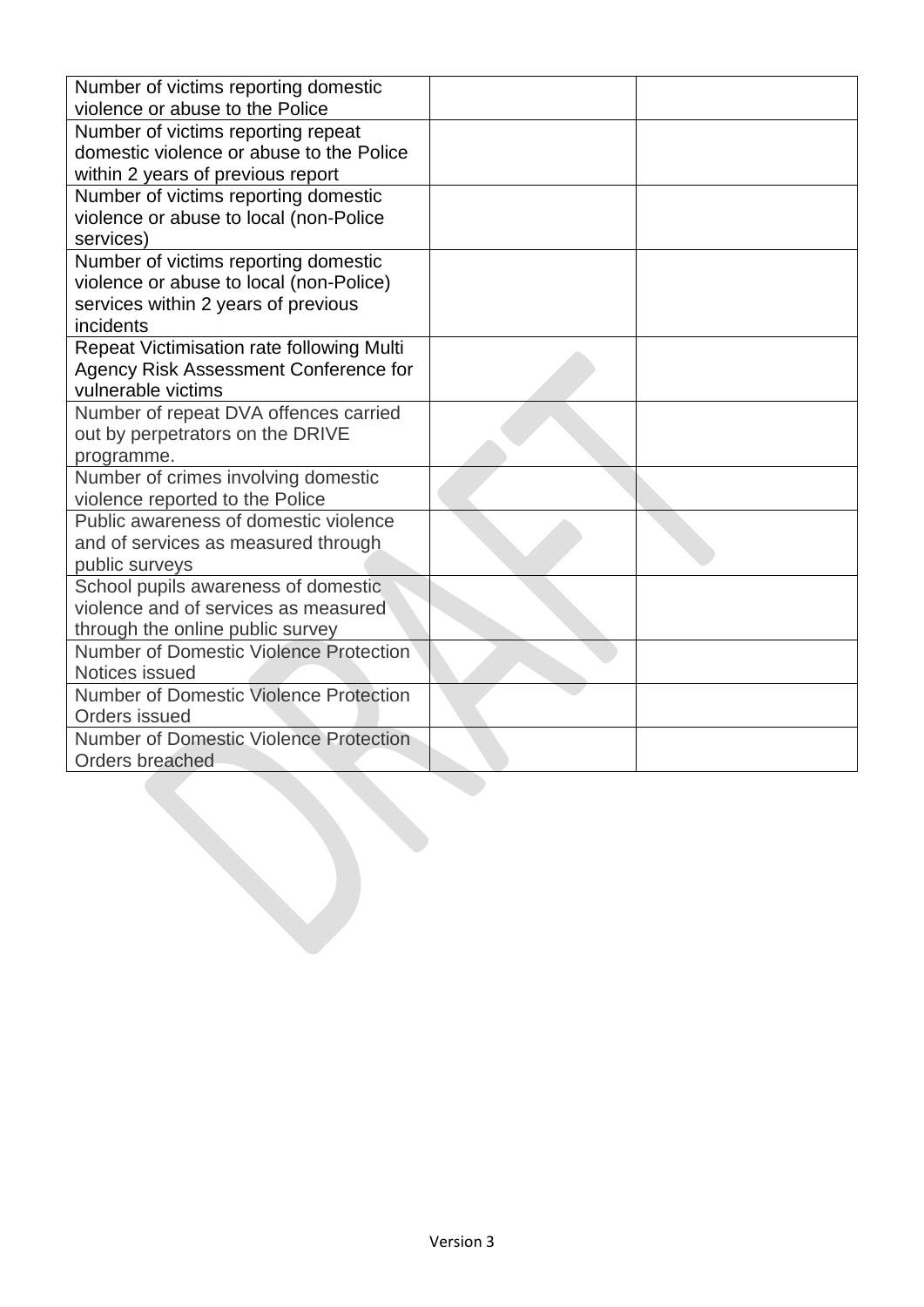| | | |
|---|---|---|
| Number of victims reporting domestic violence or abuse to the Police | | |
| Number of victims reporting repeat domestic violence or abuse to the Police within 2 years of previous report | | |
| Number of victims reporting domestic violence or abuse to local (non-Police services) | | |
| Number of victims reporting domestic violence or abuse to local (non-Police) services within 2 years of previous incidents | | |
| Repeat Victimisation rate following Multi Agency Risk Assessment Conference for vulnerable victims | | |
| Number of repeat DVA offences carried out by perpetrators on the DRIVE programme. | | |
| Number of crimes involving domestic violence reported to the Police | | |
| Public awareness of domestic violence and of services as measured through public surveys | | |
| School pupils awareness of domestic violence and of services as measured through the online public survey | | |
| Number of Domestic Violence Protection Notices issued | | |
| Number of Domestic Violence Protection Orders issued | | |
| Number of Domestic Violence Protection Orders breached | | |

DRAFT

Version 3